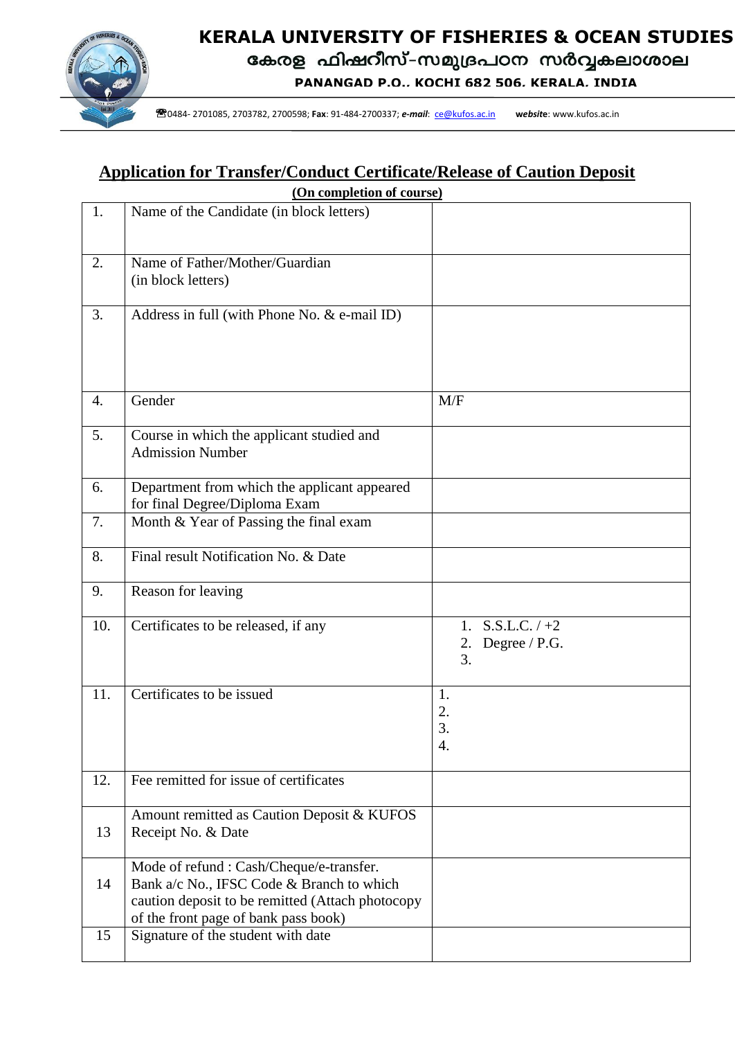# KERALA UNIVERSITY OF FISHERIES & OCEAN STUDIES

## കേരള ഫിഷറീസ്-സമുദ്രപഠന സർവ്വകലാശാല

**PANANGAD P.O., KOCHI 682 506, KERALA, INDIA**

☎0484- 2701085, 2703782, 2700598; **Fax**: 91-484-2700337; ***e-mail***: ce@kufos.ac.in ***website***: www.kufos.ac.in

## Application for Transfer/Conduct Certificate/Release of Caution Deposit

**(On completion of course)**

| | | |
|---|---|---|
| 1. | Name of the Candidate (in block letters) | |
| 2. | Name of Father/Mother/Guardian (in block letters) | |
| 3. | Address in full (with Phone No. & e-mail ID) | |
| 4. | Gender | M/F |
| 5. | Course in which the applicant studied and Admission Number | |
| 6. | Department from which the applicant appeared for final Degree/Diploma Exam | |
| 7. | Month & Year of Passing the final exam | |
| 8. | Final result Notification No. & Date | |
| 9. | Reason for leaving | |
| 10. | Certificates to be released, if any | 1. S.S.L.C. / +2<br>2. Degree / P.G.<br>3. |
| 11. | Certificates to be issued | 1.<br>2.<br>3.<br>4. |
| 12. | Fee remitted for issue of certificates | |
| 13 | Amount remitted as Caution Deposit & KUFOS Receipt No. & Date | |
| 14 | Mode of refund : Cash/Cheque/e-transfer. Bank a/c No., IFSC Code & Branch to which caution deposit to be remitted (Attach photocopy of the front page of bank pass book) | |
| 15 | Signature of the student with date | |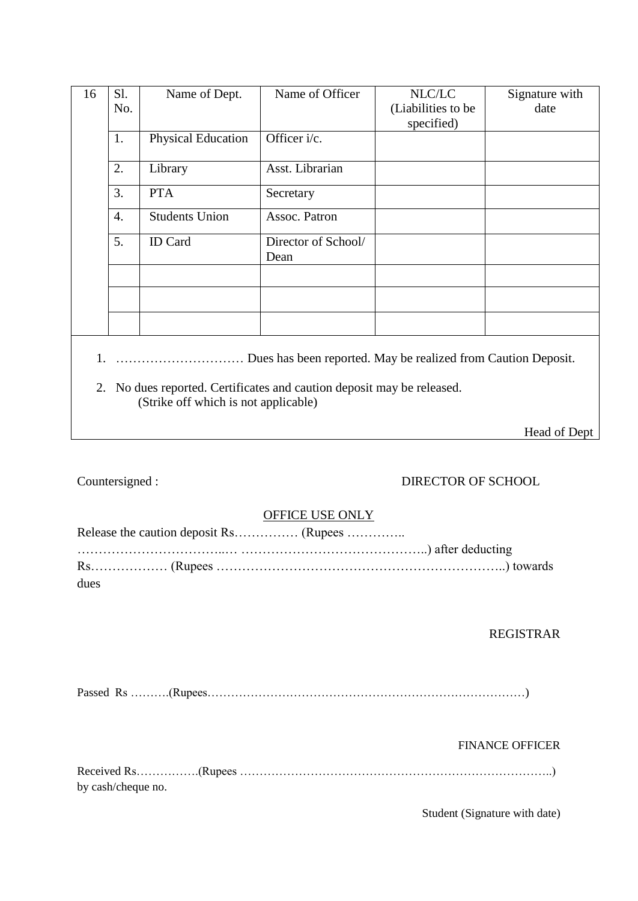| 16 | Sl. No. | Name of Dept. | Name of Officer | NLC/LC (Liabilities to be specified) | Signature with date |
|---|---|---|---|---|---|
| | 1. | Physical Education | Officer i/c. | | |
| | 2. | Library | Asst. Librarian | | |
| | 3. | PTA | Secretary | | |
| | 4. | Students Union | Assoc. Patron | | |
| | 5. | ID Card | Director of School/ Dean | | |
| | | | | | |
| | | | | | |
| | | | | | |

1. ………………………… Dues has been reported. May be realized from Caution Deposit.
2. No dues reported. Certificates and caution deposit may be released.
   (Strike off which is not applicable)

Head of Dept

Countersigned : DIRECTOR OF SCHOOL

OFFICE USE ONLY

Release the caution deposit Rs…………… (Rupees …………..
……………………………..… ……………………………………..) after deducting
Rs……………… (Rupees …………………………………………………………..) towards
dues

REGISTRAR

Passed Rs ……….(Rupees………………………………………………………………………)

FINANCE OFFICER

Received Rs…………….(Rupees ………………………………………………………………………..)
by cash/cheque no.

Student (Signature with date)